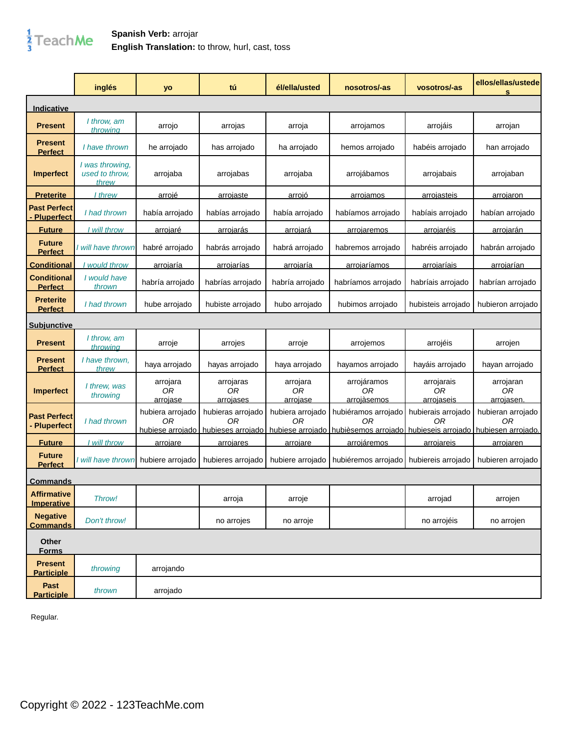**Spanish Verb:** arrojar
**English Translation:** to throw, hurl, cast, toss

| | inglés | yo | tú | él/ella/usted | nosotros/-as | vosotros/-as | ellos/ellas/ustedes |
|---|---|---|---|---|---|---|---|
| **Indicative** | | | | | | | |
| **Present** | *I throw, am throwing* | arrojo | arrojas | arroja | arrojamos | arrojáis | arrojan |
| **Present Perfect** | *I have thrown* | he arrojado | has arrojado | ha arrojado | hemos arrojado | habéis arrojado | han arrojado |
| **Imperfect** | *I was throwing, used to throw, threw* | arrojaba | arrojabas | arrojaba | arrojábamos | arrojabais | arrojaban |
| **Preterite** | *I threw* | arrojé | arrojaste | arrojó | arrojamos | arrojasteis | arrojaron |
| **Past Perfect - Pluperfect** | *I had thrown* | había arrojado | habías arrojado | había arrojado | habíamos arrojado | habíais arrojado | habían arrojado |
| **Future** | *I will throw* | arrojaré | arrojarás | arrojará | arrojaremos | arrojaréis | arrojarán |
| **Future Perfect** | *I will have thrown* | habré arrojado | habrás arrojado | habrá arrojado | habremos arrojado | habréis arrojado | habrán arrojado |
| **Conditional** | *I would throw* | arrojaría | arrojarías | arrojaría | arrojaríamos | arrojaríais | arrojarían |
| **Conditional Perfect** | *I would have thrown* | habría arrojado | habrías arrojado | habría arrojado | habríamos arrojado | habríais arrojado | habrían arrojado |
| **Preterite Perfect** | *I had thrown* | hube arrojado | hubiste arrojado | hubo arrojado | hubimos arrojado | hubisteis arrojado | hubieron arrojado |
| **Subjunctive** | | | | | | | |
| **Present** | *I throw, am throwing* | arroje | arrojes | arroje | arrojemos | arrojéis | arrojen |
| **Present Perfect** | *I have thrown, threw* | haya arrojado | hayas arrojado | haya arrojado | hayamos arrojado | hayáis arrojado | hayan arrojado |
| **Imperfect** | *I threw, was throwing* | arrojara *OR* arrojase | arrojaras *OR* arrojases | arrojara *OR* arrojase | arrojáramos *OR* arrojàsemos | arrojarais *OR* arrojaseis | arrojaran *OR* arrojasen. |
| **Past Perfect - Pluperfect** | *I had thrown* | hubiera arrojado *OR* hubiese arrojado | hubieras arrojado *OR* hubieses arrojado | hubiera arrojado *OR* hubiese arrojado | hubiéramos arrojado *OR* hubièsemos arrojado | hubierais arrojado *OR* hubieseis arrojado | hubieran arrojado *OR* hubiesen arrojado. |
| **Future** | *I will throw* | arrojare | arrojares | arrojare | arrojáremos | arrojareis | arrojaren |
| **Future Perfect** | *I will have thrown* | hubiere arrojado | hubieres arrojado | hubiere arrojado | hubiéremos arrojado | hubiereis arrojado | hubieren arrojado |
| **Commands** | | | | | | | |
| **Affirmative Imperative** | *Throw!* | | arroja | arroje | | arrojad | arrojen |
| **Negative Commands** | *Don't throw!* | | no arrojes | no arroje | | no arrojéis | no arrojen |
| **Other Forms** | | | | | | | |
| **Present Participle** | *throwing* | arrojando | | | | | |
| **Past Participle** | *thrown* | arrojado | | | | | |

Regular.

Copyright © 2022 - 123TeachMe.com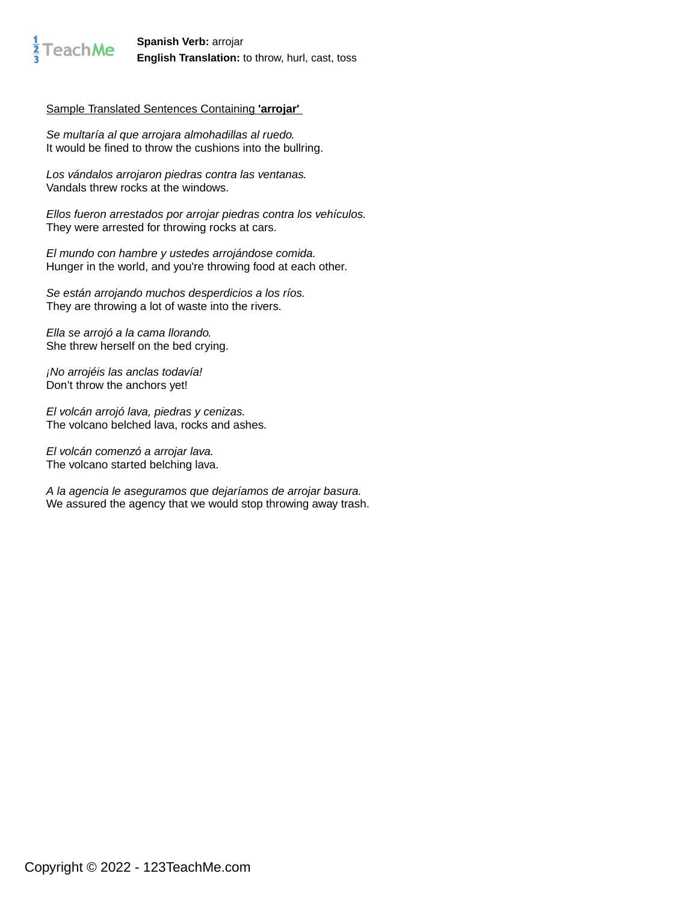**Spanish Verb:** arrojar
**English Translation:** to throw, hurl, cast, toss

Sample Translated Sentences Containing **'arrojar'**

*Se multaría al que arrojara almohadillas al ruedo.*
It would be fined to throw the cushions into the bullring.

*Los vándalos arrojaron piedras contra las ventanas.*
Vandals threw rocks at the windows.

*Ellos fueron arrestados por arrojar piedras contra los vehículos.*
They were arrested for throwing rocks at cars.

*El mundo con hambre y ustedes arrojándose comida.*
Hunger in the world, and you're throwing food at each other.

*Se están arrojando muchos desperdicios a los ríos.*
They are throwing a lot of waste into the rivers.

*Ella se arrojó a la cama llorando.*
She threw herself on the bed crying.

*¡No arrojéis las anclas todavía!*
Don’t throw the anchors yet!

*El volcán arrojó lava, piedras y cenizas.*
The volcano belched lava, rocks and ashes.

*El volcán comenzó a arrojar lava.*
The volcano started belching lava.

*A la agencia le aseguramos que dejaríamos de arrojar basura.*
We assured the agency that we would stop throwing away trash.

Copyright © 2022 - 123TeachMe.com